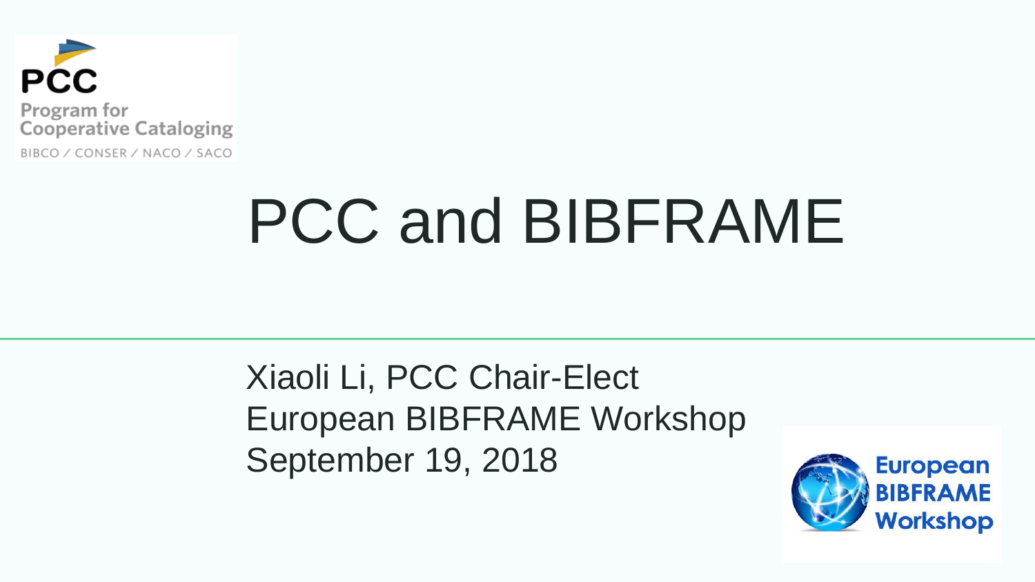# PCC and BIBFRAME

Xiaoli Li, PCC Chair-Elect
European BIBFRAME Workshop
September 19, 2018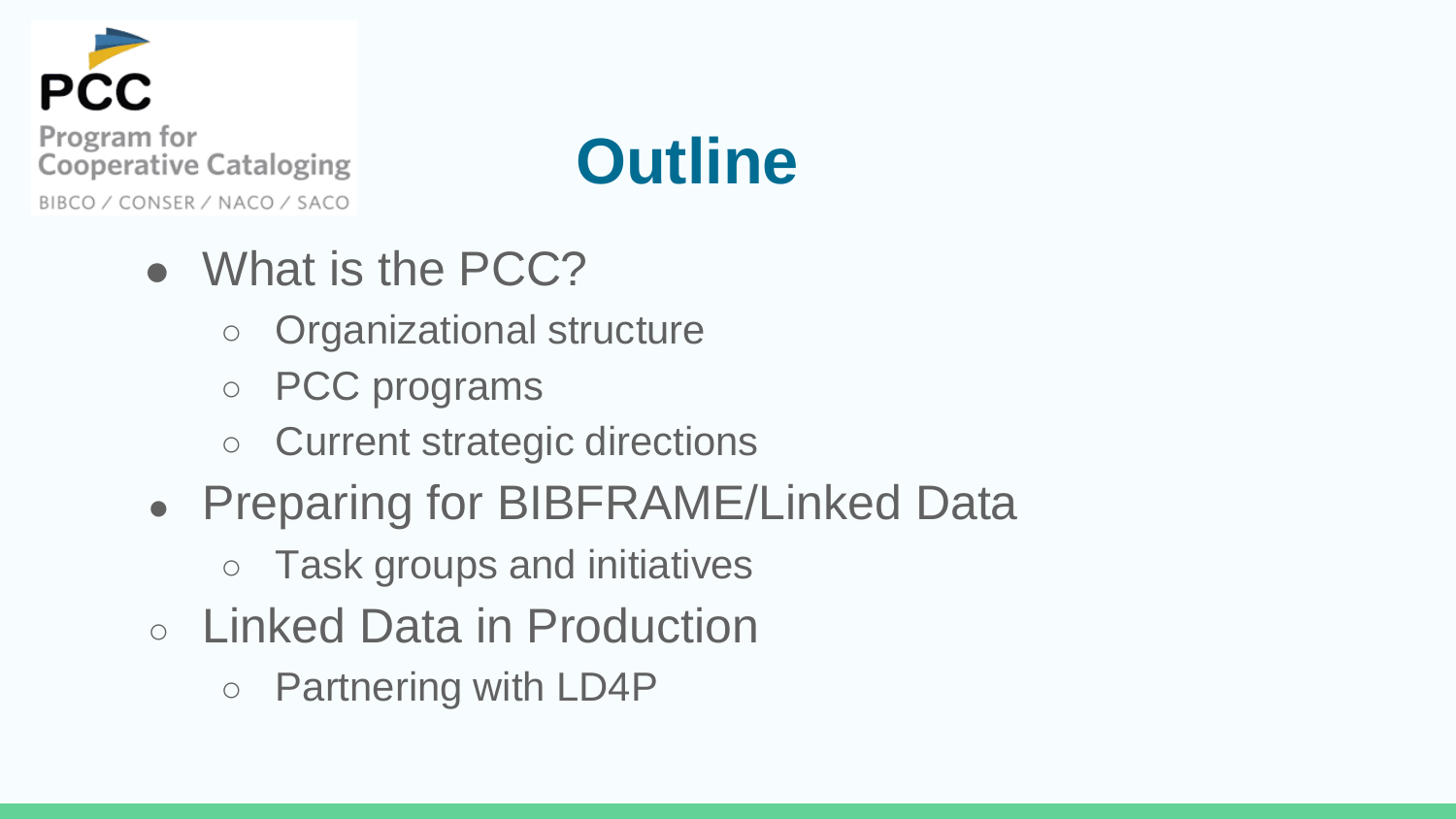PCC
Program for Cooperative Cataloging
BIBCO / CONSER / NACO / SACO

# Outline

- What is the PCC?
  - Organizational structure
  - PCC programs
  - Current strategic directions
- Preparing for BIBFRAME/Linked Data
  - Task groups and initiatives
- Linked Data in Production
  - Partnering with LD4P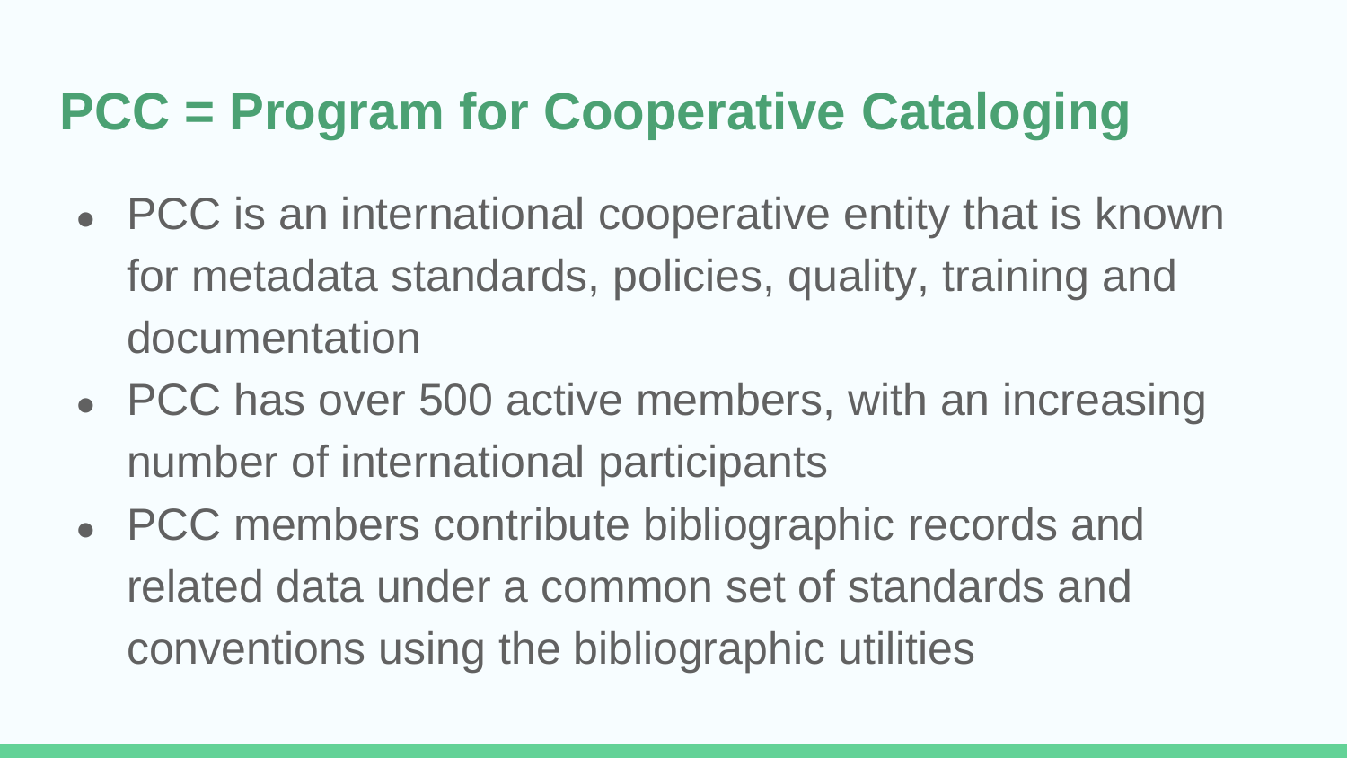# PCC = Program for Cooperative Cataloging

- PCC is an international cooperative entity that is known for metadata standards, policies, quality, training and documentation
- PCC has over 500 active members, with an increasing number of international participants
- PCC members contribute bibliographic records and related data under a common set of standards and conventions using the bibliographic utilities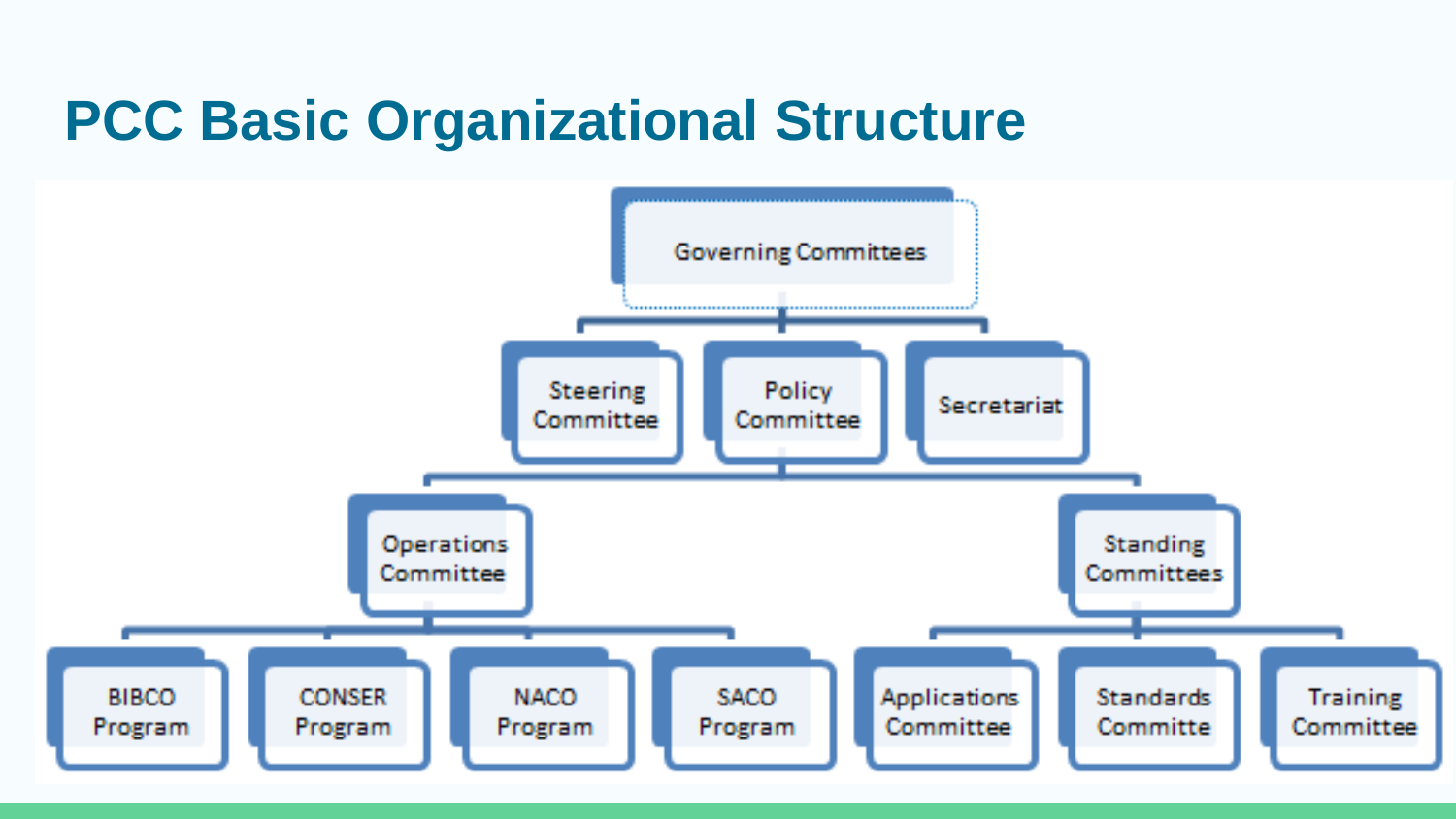# PCC Basic Organizational Structure

- Governing Committees
  - Steering Committee
  - Policy Committee
  - Secretariat
    - Operations Committee
      - BIBCO Program
      - CONSER Program
      - NACO Program
      - SACO Program
    - Standing Committees
      - Applications Committee
      - Standards Committe
      - Training Committee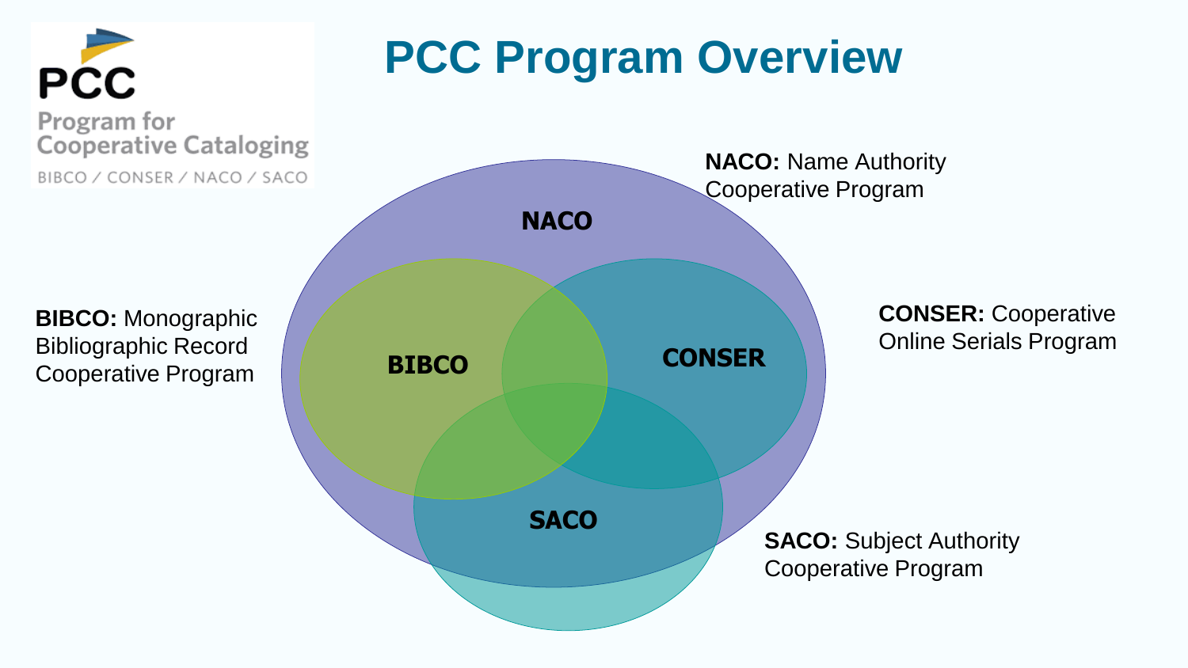# PCC Program Overview

PCC
Program for Cooperative Cataloging
BIBCO / CONSER / NACO / SACO

NACO

BIBCO

CONSER

SACO

**NACO:** Name Authority Cooperative Program

**BIBCO:** Monographic Bibliographic Record Cooperative Program

**CONSER:** Cooperative Online Serials Program

**SACO:** Subject Authority Cooperative Program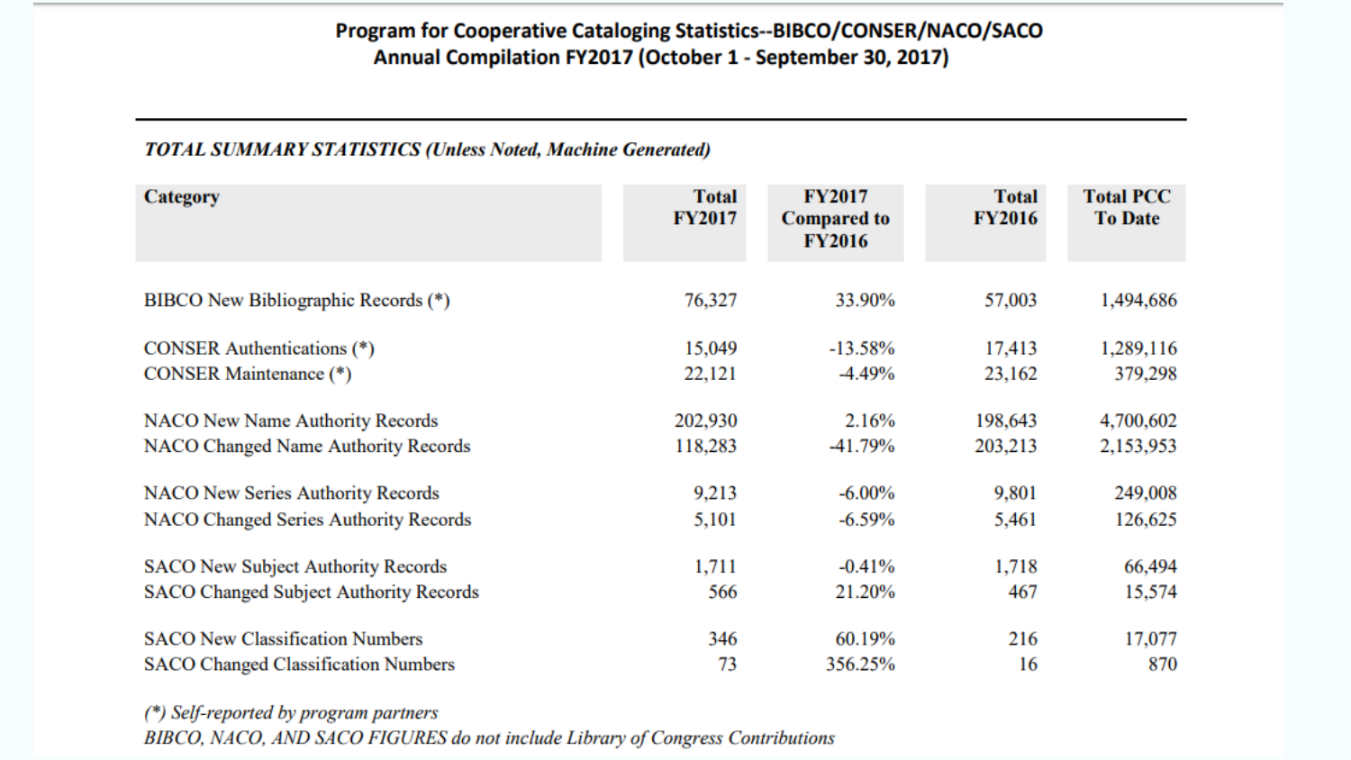**Program for Cooperative Cataloging Statistics--BIBCO/CONSER/NACO/SACO**
**Annual Compilation FY2017 (October 1 - September 30, 2017)**

***TOTAL SUMMARY STATISTICS (Unless Noted, Machine Generated)***

| Category | Total FY2017 | FY2017 Compared to FY2016 | Total FY2016 | Total PCC To Date |
|---|---|---|---|---|
| BIBCO New Bibliographic Records (*) | 76,327 | 33.90% | 57,003 | 1,494,686 |
| CONSER Authentications (*) | 15,049 | -13.58% | 17,413 | 1,289,116 |
| CONSER Maintenance (*) | 22,121 | -4.49% | 23,162 | 379,298 |
| NACO New Name Authority Records | 202,930 | 2.16% | 198,643 | 4,700,602 |
| NACO Changed Name Authority Records | 118,283 | -41.79% | 203,213 | 2,153,953 |
| NACO New Series Authority Records | 9,213 | -6.00% | 9,801 | 249,008 |
| NACO Changed Series Authority Records | 5,101 | -6.59% | 5,461 | 126,625 |
| SACO New Subject Authority Records | 1,711 | -0.41% | 1,718 | 66,494 |
| SACO Changed Subject Authority Records | 566 | 21.20% | 467 | 15,574 |
| SACO New Classification Numbers | 346 | 60.19% | 216 | 17,077 |
| SACO Changed Classification Numbers | 73 | 356.25% | 16 | 870 |

*(*) Self-reported by program partners*

*BIBCO, NACO, AND SACO FIGURES do not include Library of Congress Contributions*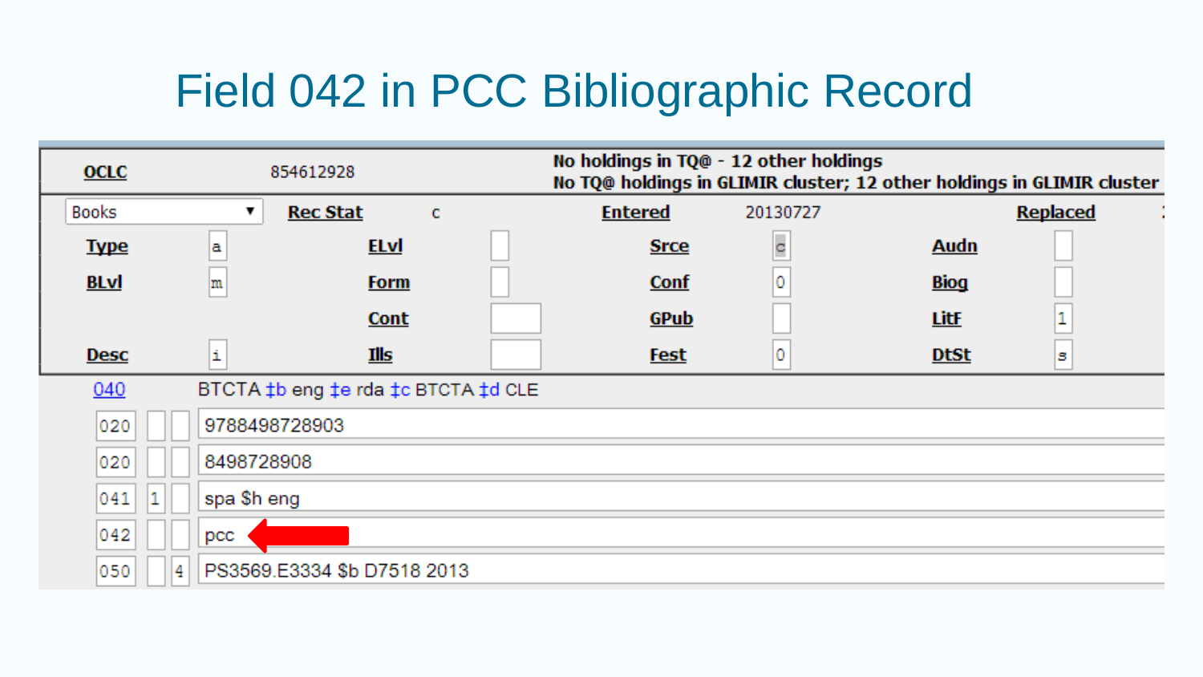# Field 042 in PCC Bibliographic Record

| OCLC | 854612928 | No holdings in TQ@ - 12 other holdings<br>No TQ@ holdings in GLIMIR cluster; 12 other holdings in GLIMIR cluster | | | | | |
|---|---|---|---|---|---|---|---|
| Books | | Rec Stat | c | Entered | 20130727 | Replaced | |
| Type | a | ELvl | | Srce | c | Audn | |
| BLvl | m | Form | | Conf | 0 | Biog | |
| | | Cont | | GPub | | LitF | 1 |
| Desc | i | Ills | | Fest | 0 | DtSt | s |

```
040        BTCTA ‡b eng ‡e rda ‡c BTCTA ‡d CLE
020        9788498728903
020        8498728908
041  1     spa $h eng
042        pcc
050   4    PS3569.E3334 $b D7518 2013
```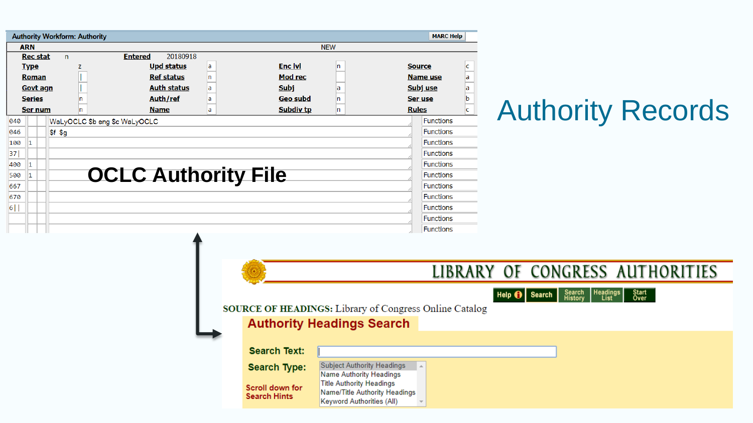# Authority Records

## OCLC Authority File

**Authority Workform: Authority** — MARC Help

ARN — NEW

| Rec stat | n | Entered | 20180918 | | | | |
|---|---|---|---|---|---|---|---|
| Type | z | Upd status | a | Enc lvl | n | Source | c |
| Roman | &#124; | Ref status | n | Mod rec | | Name use | a |
| Govt agn | &#124; | Auth status | a | Subj | a | Subj use | a |
| Series | n | Auth/ref | a | Geo subd | n | Ser use | b |
| Ser num | n | Name | a | Subdiv tp | n | Rules | c |

| | | | | |
|---|---|---|---|---|
| 040 | | | WaLyOCLC $b eng $c WaLyOCLC | Functions |
| 046 | | | $f $g | Functions |
| 100 | 1 | | | Functions |
| 37&#124; | | | | Functions |
| 400 | 1 | | | Functions |
| 500 | 1 | | | Functions |
| 667 | | | | Functions |
| 670 | | | | Functions |
| 6&#124;&#124; | | | | Functions |
| | | | | Functions |
| | | | | Functions |

## LIBRARY OF CONGRESS AUTHORITIES

Help | Search | Search History | Headings List | Start Over

**SOURCE OF HEADINGS:** Library of Congress Online Catalog

### Authority Headings Search

**Search Text:**

**Search Type:**
- Subject Authority Headings
- Name Authority Headings
- Title Authority Headings
- Name/Title Authority Headings
- Keyword Authorities (All)

Scroll down for Search Hints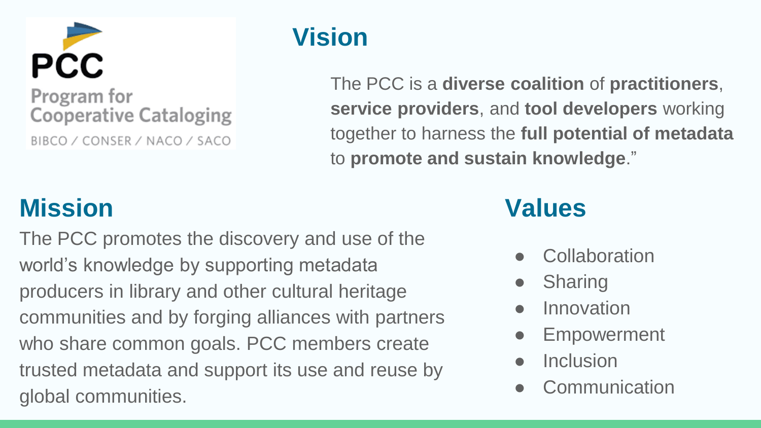PCC

Program for Cooperative Cataloging

BIBCO / CONSER / NACO / SACO

## Vision

The PCC is a **diverse coalition** of **practitioners**, **service providers**, and **tool developers** working together to harness the **full potential of metadata** to **promote and sustain knowledge**."

## Mission

The PCC promotes the discovery and use of the world's knowledge by supporting metadata producers in library and other cultural heritage communities and by forging alliances with partners who share common goals. PCC members create trusted metadata and support its use and reuse by global communities.

## Values

- Collaboration
- Sharing
- Innovation
- Empowerment
- Inclusion
- Communication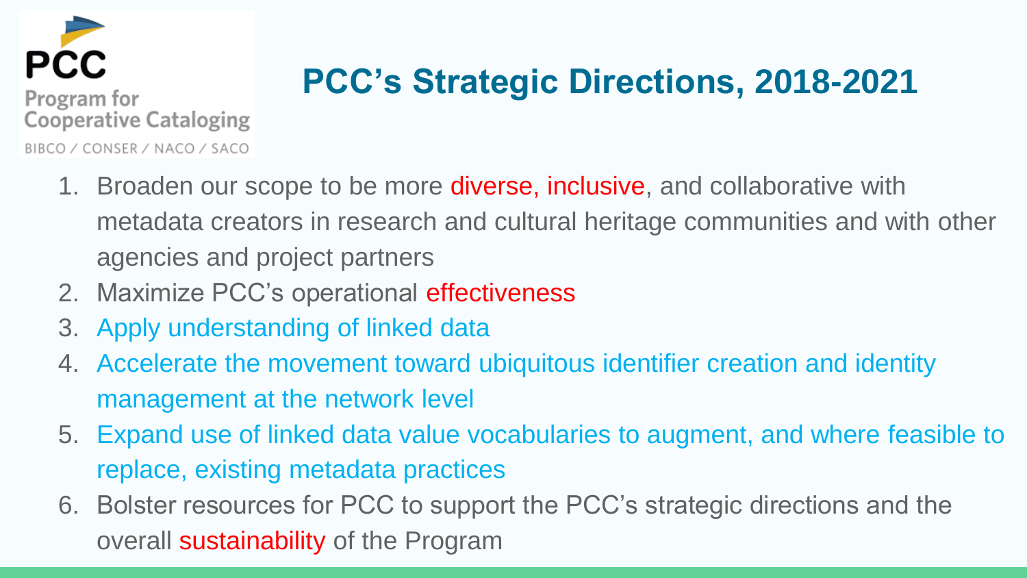PCC
Program for Cooperative Cataloging
BIBCO / CONSER / NACO / SACO

# PCC's Strategic Directions, 2018-2021

1. Broaden our scope to be more diverse, inclusive, and collaborative with metadata creators in research and cultural heritage communities and with other agencies and project partners
2. Maximize PCC's operational effectiveness
3. Apply understanding of linked data
4. Accelerate the movement toward ubiquitous identifier creation and identity management at the network level
5. Expand use of linked data value vocabularies to augment, and where feasible to replace, existing metadata practices
6. Bolster resources for PCC to support the PCC's strategic directions and the overall sustainability of the Program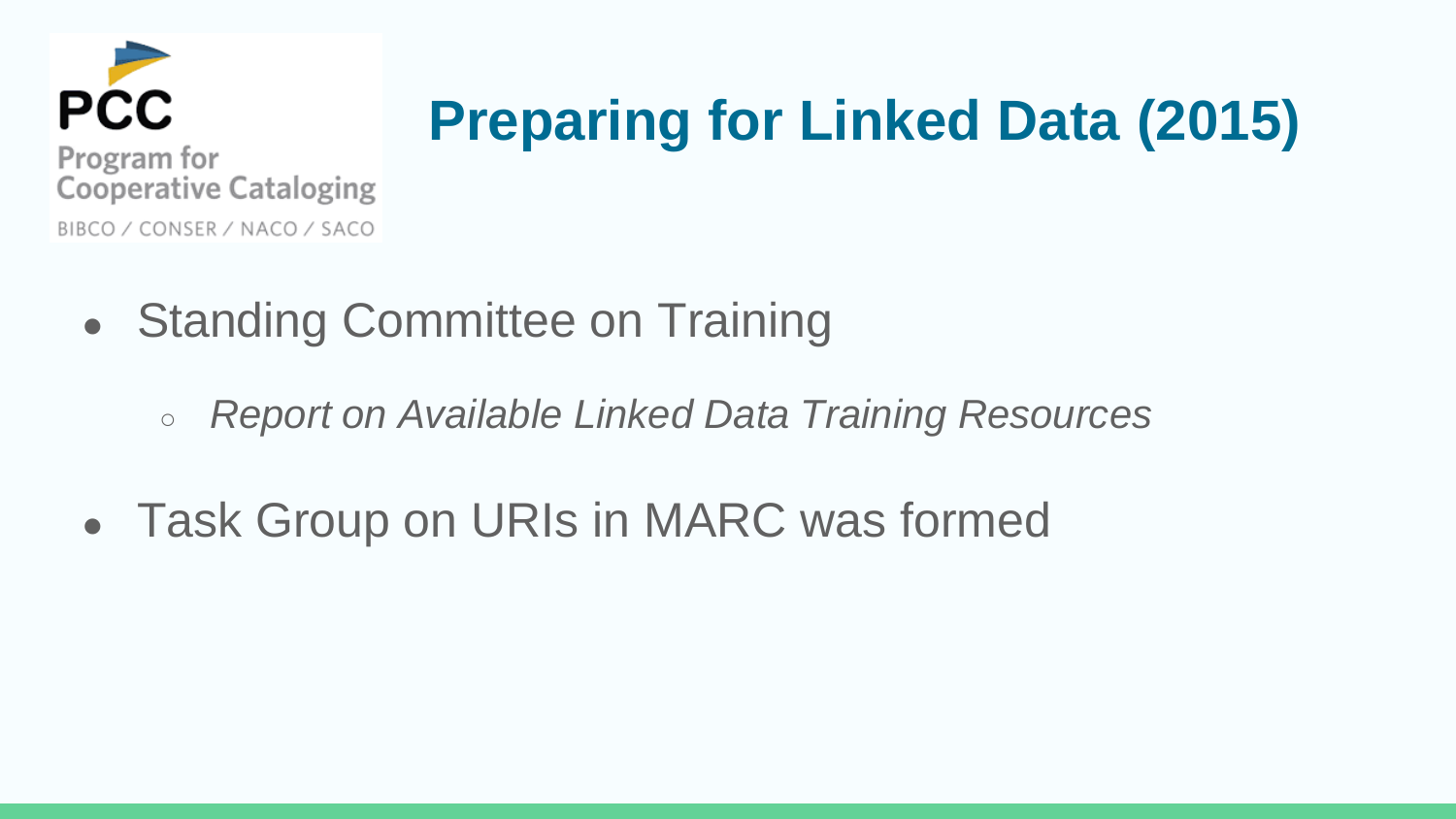# Preparing for Linked Data (2015)

- Standing Committee on Training
  - *Report on Available Linked Data Training Resources*
- Task Group on URIs in MARC was formed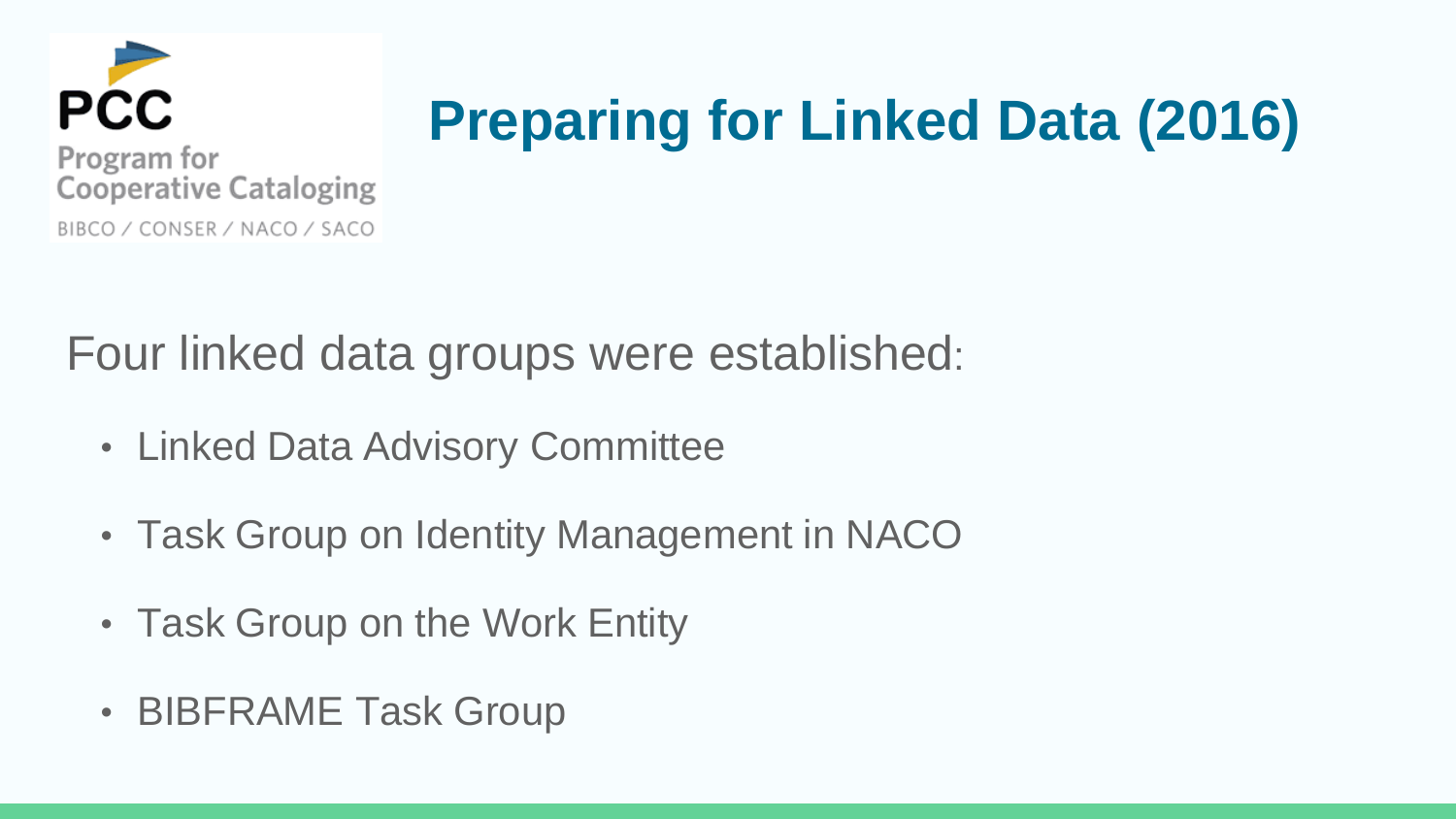# Preparing for Linked Data (2016)

Four linked data groups were established:

- Linked Data Advisory Committee
- Task Group on Identity Management in NACO
- Task Group on the Work Entity
- BIBFRAME Task Group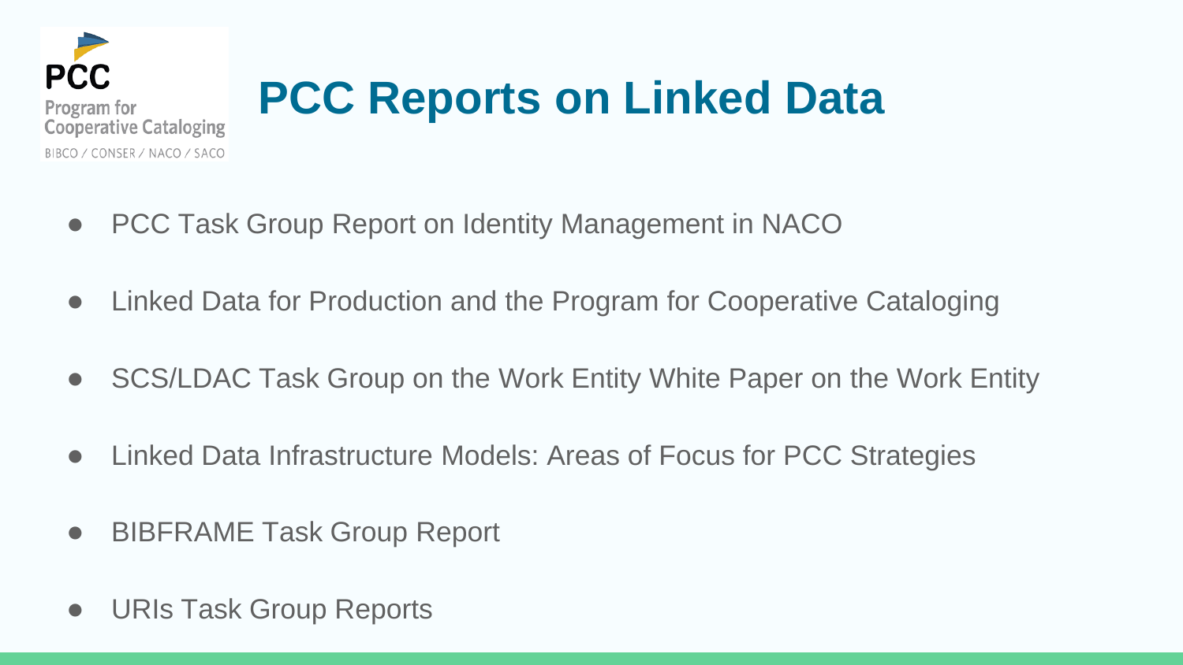# PCC Reports on Linked Data

- PCC Task Group Report on Identity Management in NACO
- Linked Data for Production and the Program for Cooperative Cataloging
- SCS/LDAC Task Group on the Work Entity White Paper on the Work Entity
- Linked Data Infrastructure Models: Areas of Focus for PCC Strategies
- BIBFRAME Task Group Report
- URIs Task Group Reports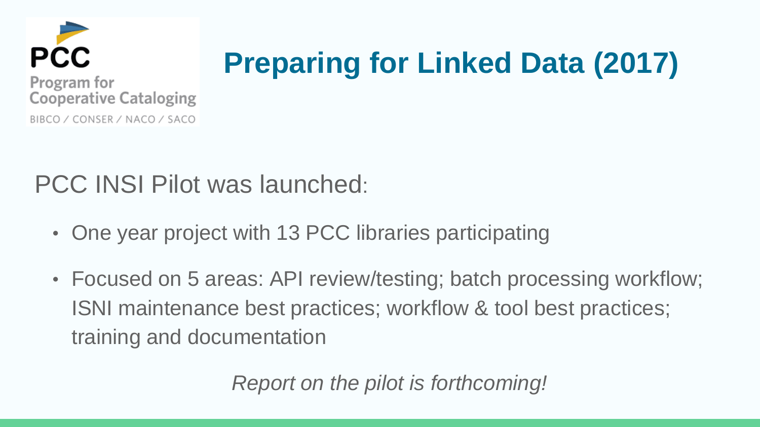PCC

Program for Cooperative Cataloging

BIBCO / CONSER / NACO / SACO

# Preparing for Linked Data (2017)

PCC INSI Pilot was launched:

- One year project with 13 PCC libraries participating
- Focused on 5 areas: API review/testing; batch processing workflow; ISNI maintenance best practices; workflow & tool best practices; training and documentation

*Report on the pilot is forthcoming!*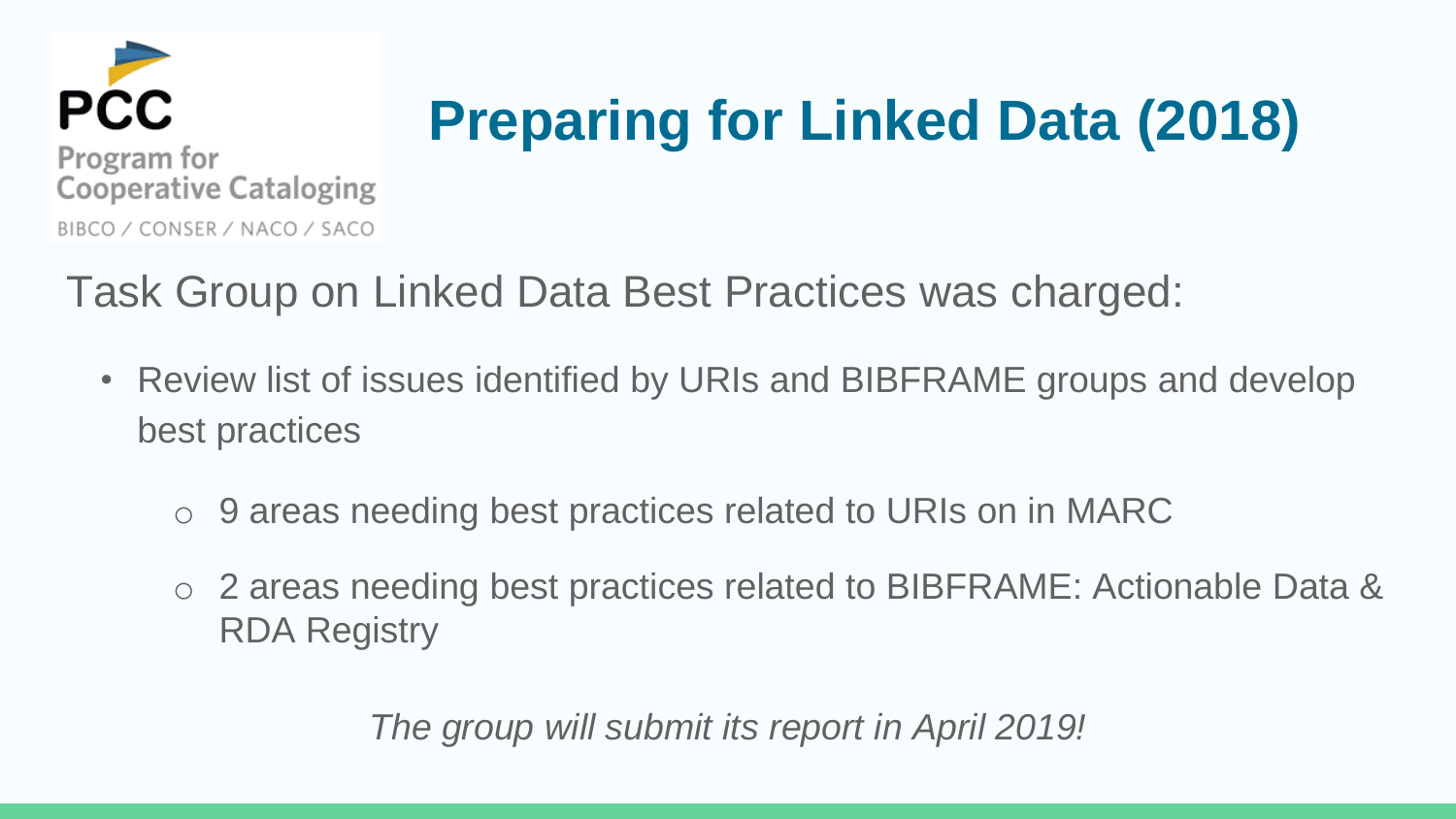# Preparing for Linked Data (2018)

PCC
Program for Cooperative Cataloging
BIBCO / CONSER / NACO / SACO

Task Group on Linked Data Best Practices was charged:

- Review list of issues identified by URIs and BIBFRAME groups and develop best practices
  - 9 areas needing best practices related to URIs on in MARC
  - 2 areas needing best practices related to BIBFRAME: Actionable Data & RDA Registry

*The group will submit its report in April 2019!*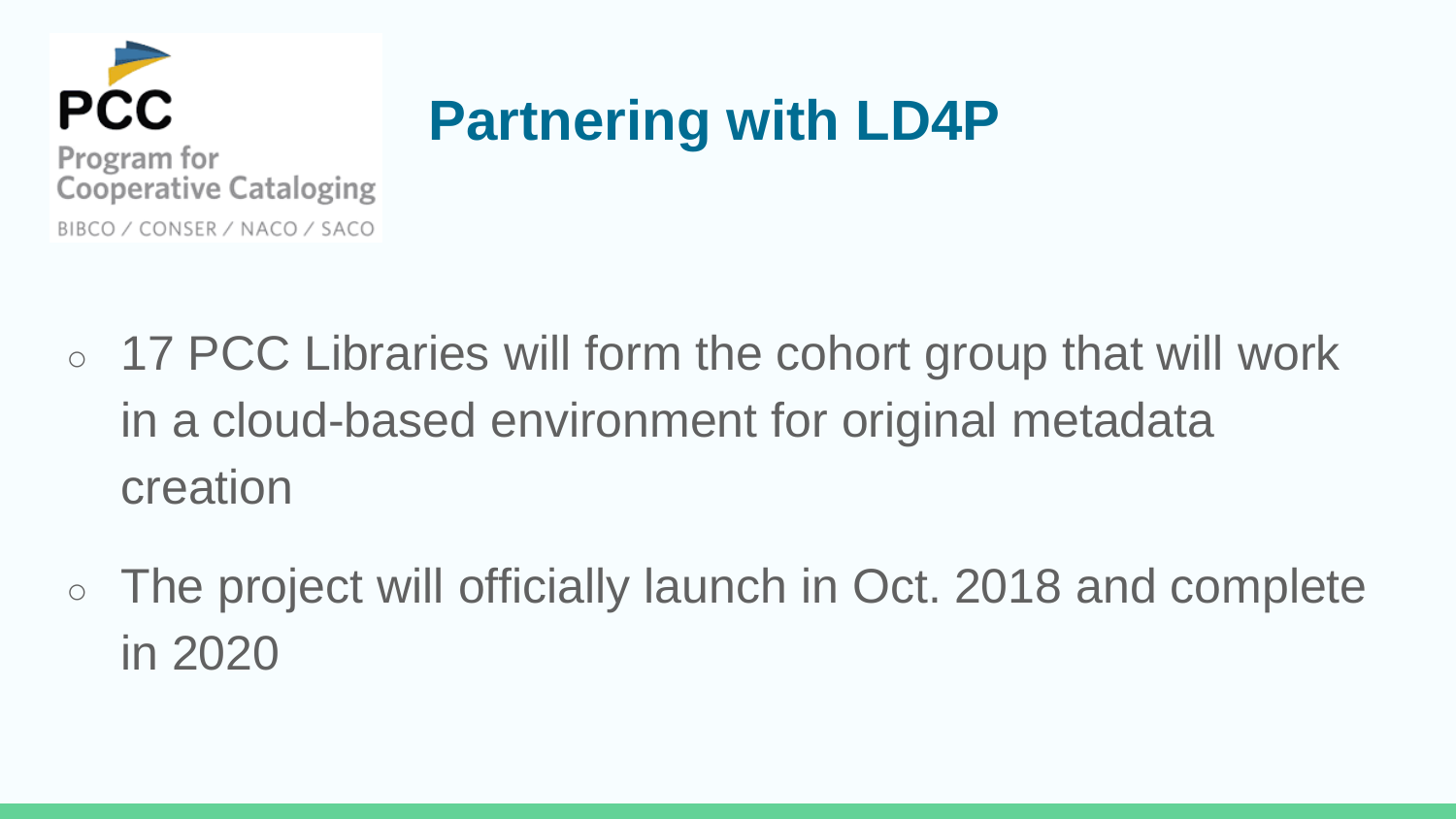PCC
Program for
Cooperative Cataloging
BIBCO / CONSER / NACO / SACO

# Partnering with LD4P

- 17 PCC Libraries will form the cohort group that will work in a cloud-based environment for original metadata creation
- The project will officially launch in Oct. 2018 and complete in 2020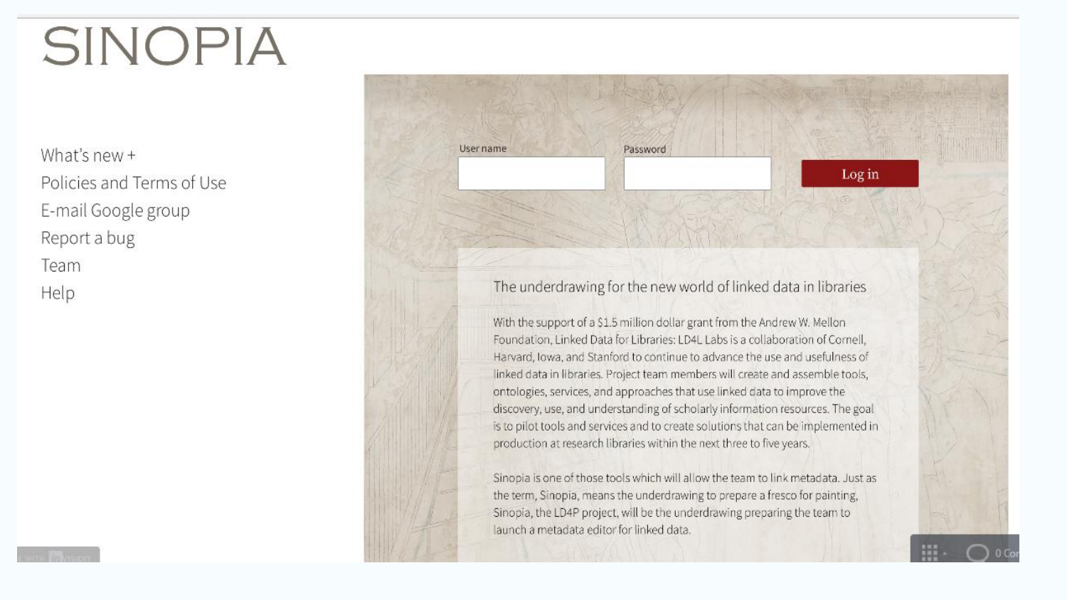# SINOPIA

- What's new +
- Policies and Terms of Use
- E-mail Google group
- Report a bug
- Team
- Help

User name

Password

Log in

## The underdrawing for the new world of linked data in libraries

With the support of a $1.5 million dollar grant from the Andrew W. Mellon Foundation, Linked Data for Libraries: LD4L Labs is a collaboration of Cornell, Harvard, Iowa, and Stanford to continue to advance the use and usefulness of linked data in libraries. Project team members will create and assemble tools, ontologies, services, and approaches that use linked data to improve the discovery, use, and understanding of scholarly information resources. The goal is to pilot tools and services and to create solutions that can be implemented in production at research libraries within the next three to five years.

Sinopia is one of those tools which will allow the team to link metadata. Just as the term, Sinopia, means the underdrawing to prepare a fresco for painting, Sinopia, the LD4P project, will be the underdrawing preparing the team to launch a metadata editor for linked data.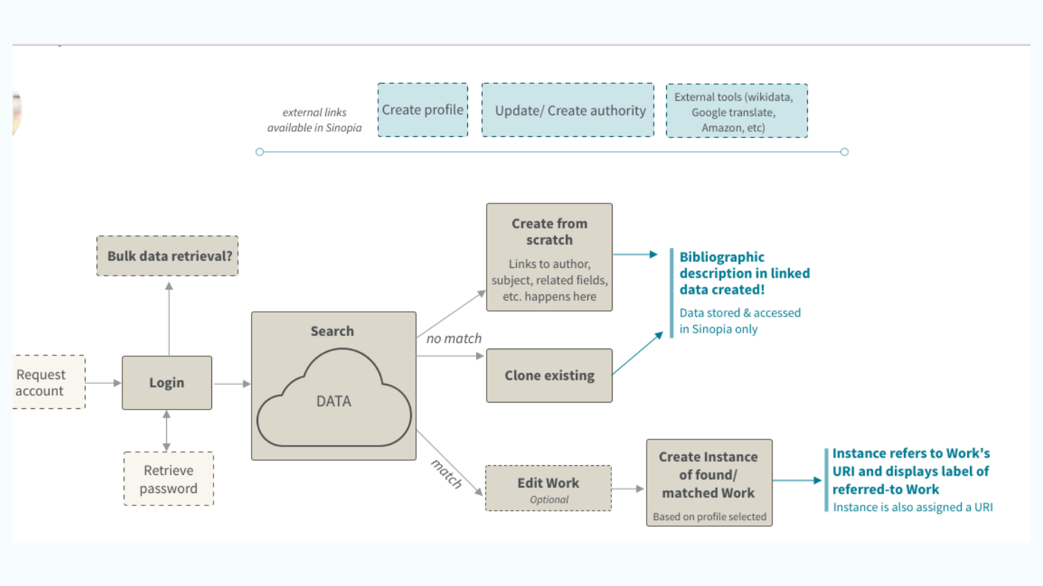*external links available in Sinopia*

Create profile

Update/ Create authority

External tools (wikidata, Google translate, Amazon, etc)

Bulk data retrieval?

Request account

Login

Retrieve password

**Search**

DATA

*no match*

*match*

**Create from scratch**

Links to author, subject, related fields, etc. happens here

**Clone existing**

**Edit Work**

*Optional*

**Create Instance of found/ matched Work**

Based on profile selected

**Bibliographic description in linked data created!**

Data stored & accessed in Sinopia only

**Instance refers to Work's URI and displays label of referred-to Work**

Instance is also assigned a URI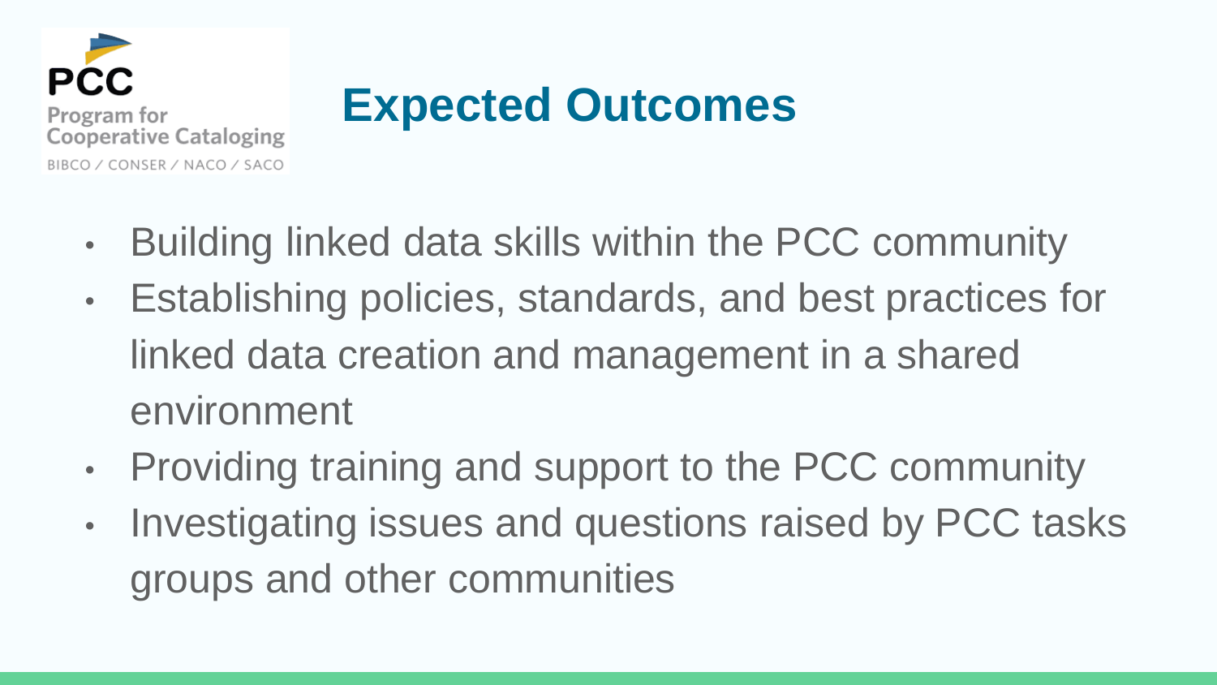# Expected Outcomes

- Building linked data skills within the PCC community
- Establishing policies, standards, and best practices for linked data creation and management in a shared environment
- Providing training and support to the PCC community
- Investigating issues and questions raised by PCC tasks groups and other communities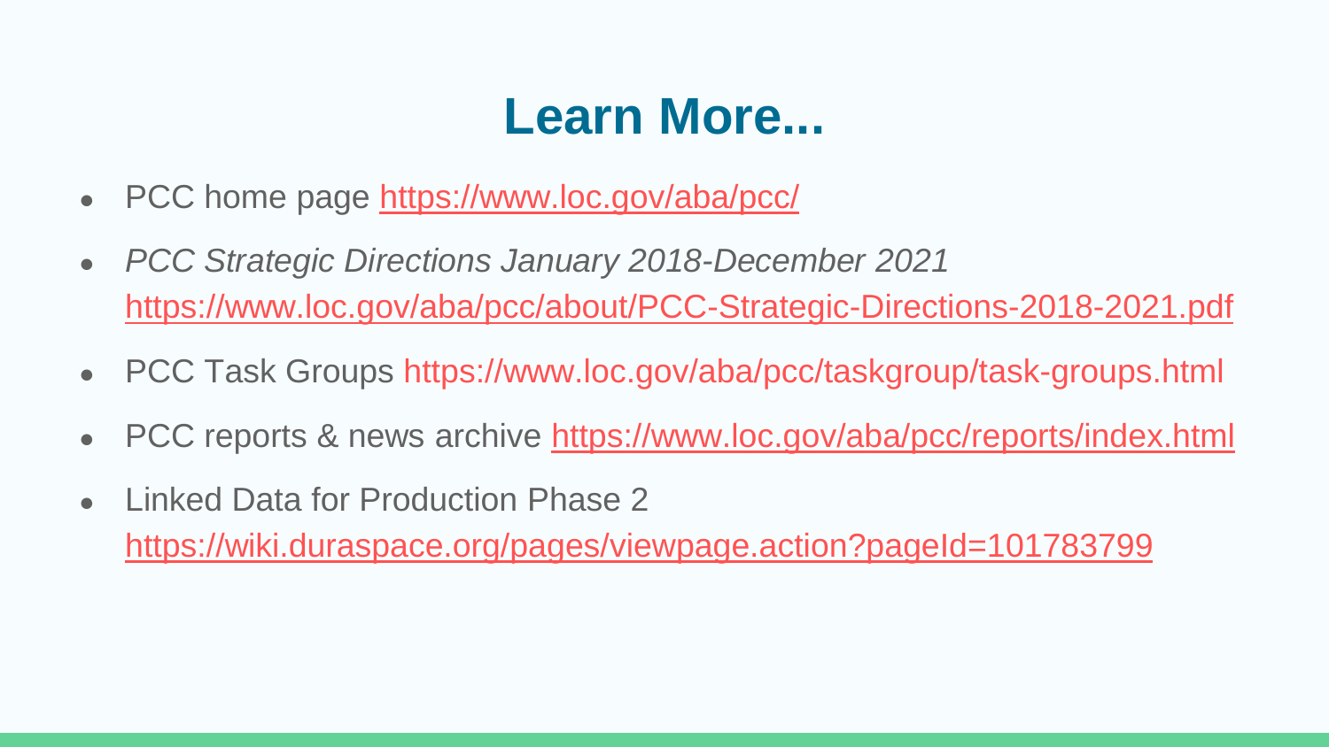# Learn More...

- PCC home page https://www.loc.gov/aba/pcc/
- *PCC Strategic Directions January 2018-December 2021* https://www.loc.gov/aba/pcc/about/PCC-Strategic-Directions-2018-2021.pdf
- PCC Task Groups https://www.loc.gov/aba/pcc/taskgroup/task-groups.html
- PCC reports & news archive https://www.loc.gov/aba/pcc/reports/index.html
- Linked Data for Production Phase 2 https://wiki.duraspace.org/pages/viewpage.action?pageId=101783799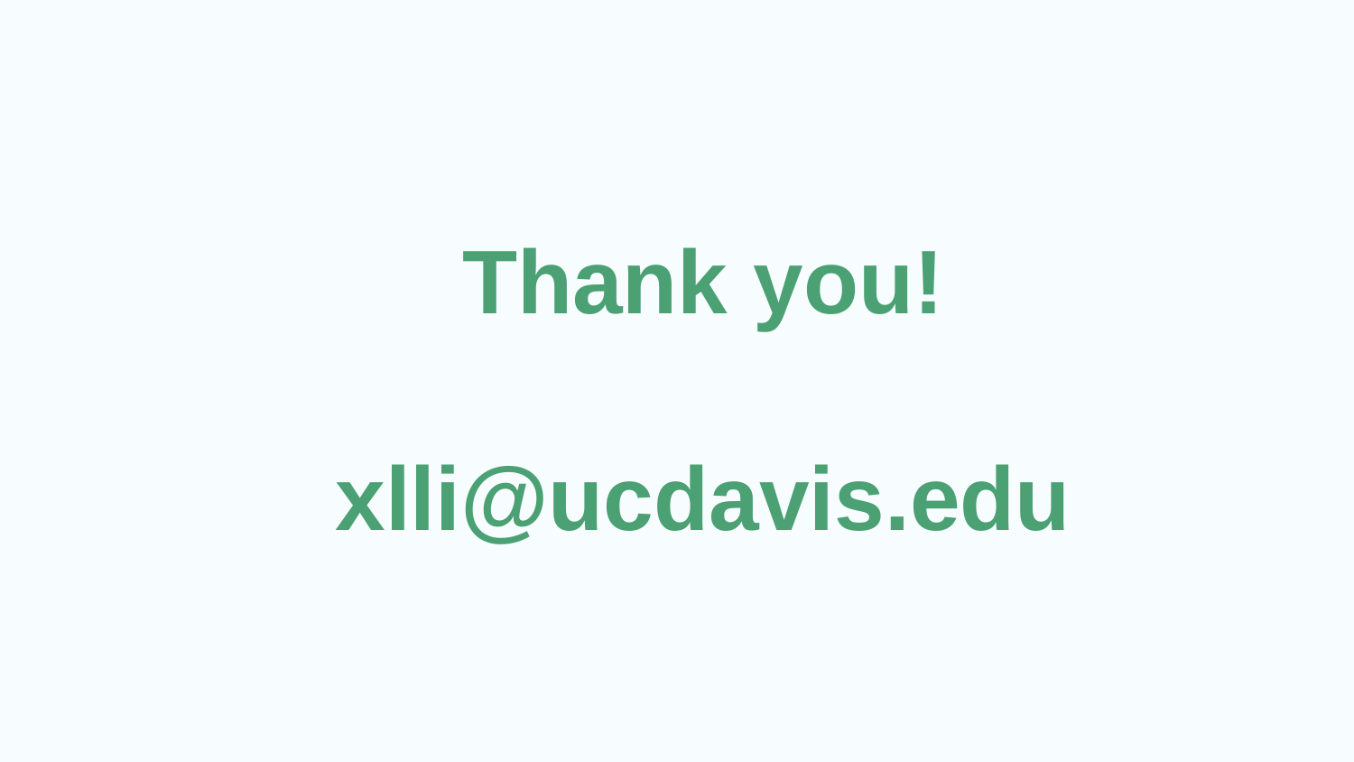# Thank you!

**xlli@ucdavis.edu**